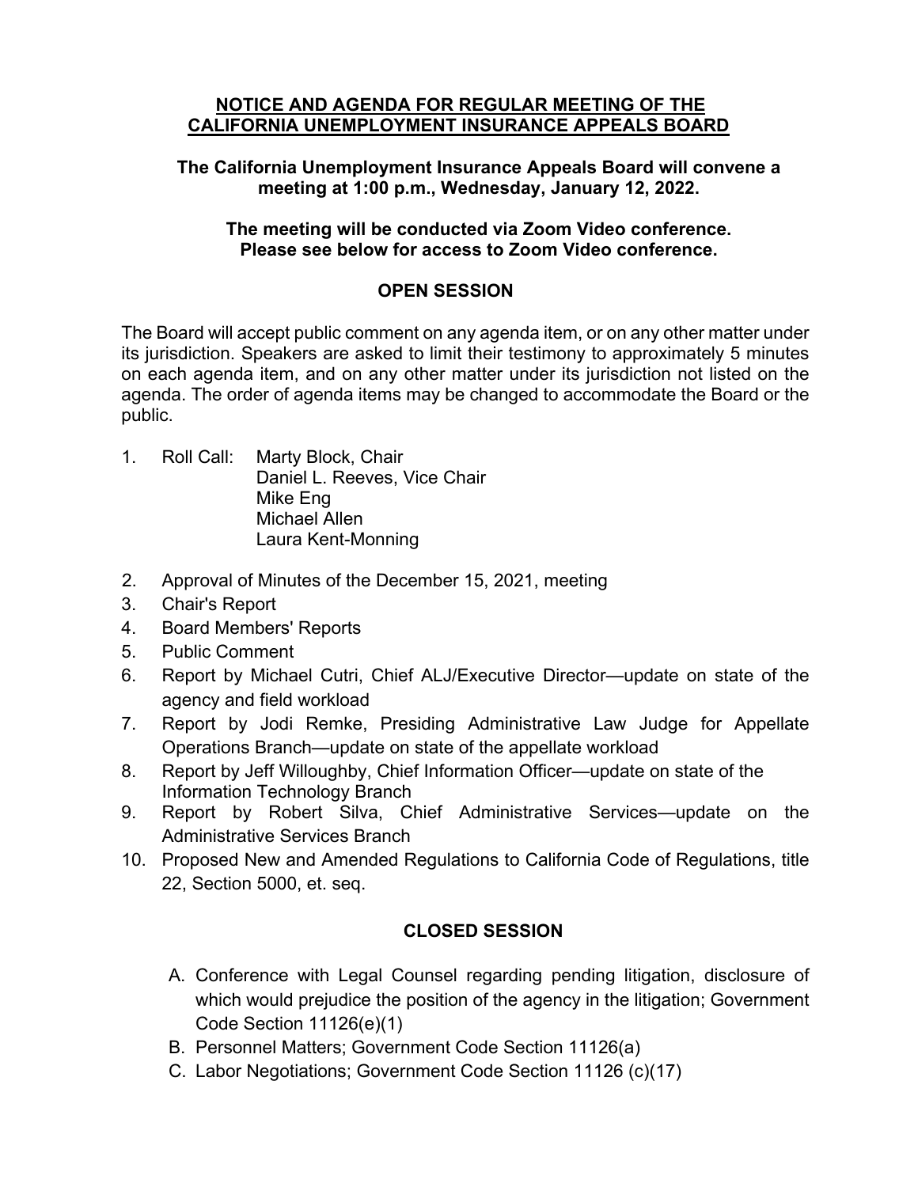# NOTICE AND AGENDA FOR REGULAR MEETING OF THE CALIFORNIA UNEMPLOYMENT INSURANCE APPEALS BOARD

**The California Unemployment Insurance Appeals Board will convene a meeting at 1:00 p.m., Wednesday, January 12, 2022.**

**The meeting will be conducted via Zoom Video conference. Please see below for access to Zoom Video conference.**

## OPEN SESSION

The Board will accept public comment on any agenda item, or on any other matter under its jurisdiction. Speakers are asked to limit their testimony to approximately 5 minutes on each agenda item, and on any other matter under its jurisdiction not listed on the agenda. The order of agenda items may be changed to accommodate the Board or the public.

1. Roll Call: Marty Block, Chair
   Daniel L. Reeves, Vice Chair
   Mike Eng
   Michael Allen
   Laura Kent-Monning
2. Approval of Minutes of the December 15, 2021, meeting
3. Chair's Report
4. Board Members' Reports
5. Public Comment
6. Report by Michael Cutri, Chief ALJ/Executive Director—update on state of the agency and field workload
7. Report by Jodi Remke, Presiding Administrative Law Judge for Appellate Operations Branch—update on state of the appellate workload
8. Report by Jeff Willoughby, Chief Information Officer—update on state of the Information Technology Branch
9. Report by Robert Silva, Chief Administrative Services—update on the Administrative Services Branch
10. Proposed New and Amended Regulations to California Code of Regulations, title 22, Section 5000, et. seq.

## CLOSED SESSION

A. Conference with Legal Counsel regarding pending litigation, disclosure of which would prejudice the position of the agency in the litigation; Government Code Section 11126(e)(1)

B. Personnel Matters; Government Code Section 11126(a)

C. Labor Negotiations; Government Code Section 11126 (c)(17)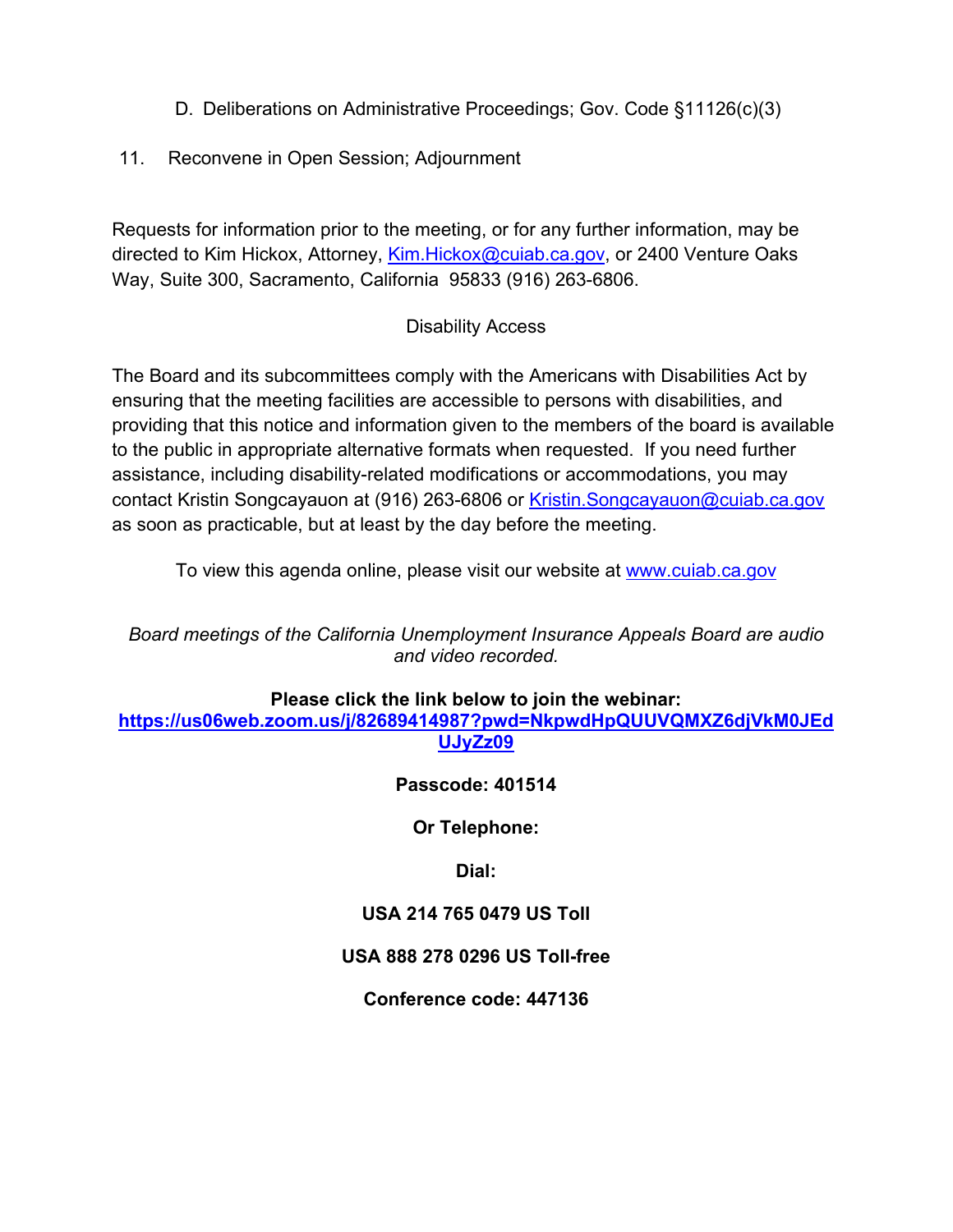D. Deliberations on Administrative Proceedings; Gov. Code §11126(c)(3)

11. Reconvene in Open Session; Adjournment

Requests for information prior to the meeting, or for any further information, may be directed to Kim Hickox, Attorney, Kim.Hickox@cuiab.ca.gov, or 2400 Venture Oaks Way, Suite 300, Sacramento, California 95833 (916) 263-6806.

Disability Access

The Board and its subcommittees comply with the Americans with Disabilities Act by ensuring that the meeting facilities are accessible to persons with disabilities, and providing that this notice and information given to the members of the board is available to the public in appropriate alternative formats when requested. If you need further assistance, including disability-related modifications or accommodations, you may contact Kristin Songcayauon at (916) 263-6806 or Kristin.Songcayauon@cuiab.ca.gov as soon as practicable, but at least by the day before the meeting.

To view this agenda online, please visit our website at www.cuiab.ca.gov

*Board meetings of the California Unemployment Insurance Appeals Board are audio and video recorded.*

**Please click the link below to join the webinar:**
**https://us06web.zoom.us/j/82689414987?pwd=NkpwdHpQUUVQMXZ6djVkM0JEdUJyZz09**

**Passcode: 401514**

**Or Telephone:**

**Dial:**

**USA 214 765 0479 US Toll**

**USA 888 278 0296 US Toll-free**

**Conference code: 447136**